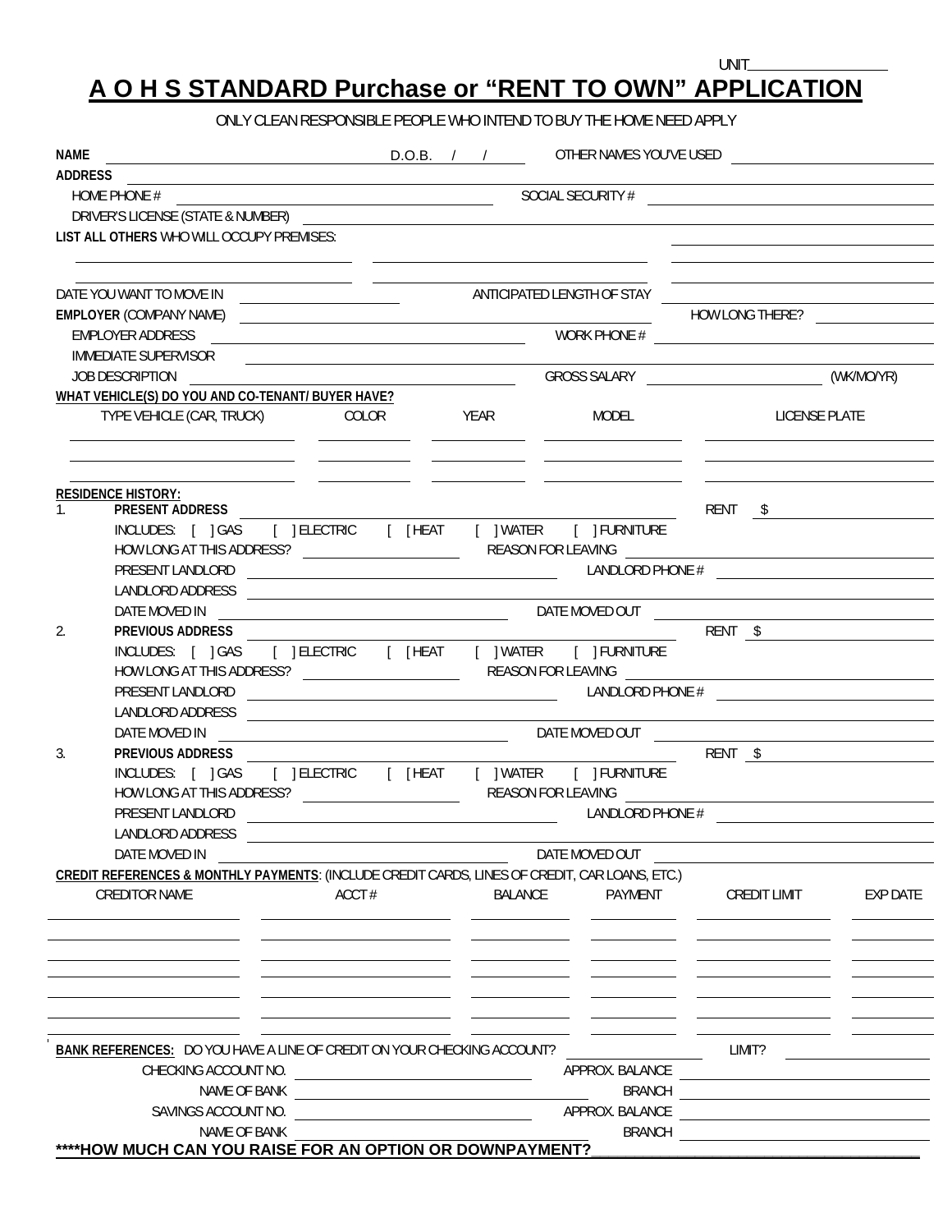UNIT__________________

# A O H S STANDARD Purchase or "RENT TO OWN" APPLICATION

ONLY CLEAN RESPONSIBLE PEOPLE WHO INTEND TO BUY THE HOME NEED APPLY

**NAME** ______________________ D.O.B. / / ______ OTHER NAMES YOU'VE USED ______________________

**ADDRESS** ______________________________________________

HOME PHONE # ______________________ SOCIAL SECURITY # ______________________

DRIVER'S LICENSE (STATE & NUMBER) ______________________________________________

**LIST ALL OTHERS** WHO WILL OCCUPY PREMISES: ______________________

______________________ ______________________ ______________________

______________________ ______________________ ______________________

DATE YOU WANT TO MOVE IN ______________ ANTICIPATED LENGTH OF STAY ______________

**EMPLOYER** (COMPANY NAME) ______________________ HOW LONG THERE? ______________

EMPLOYER ADDRESS ______________________ WORK PHONE # ______________________

IMMEDIATE SUPERVISOR ______________________________________________

JOB DESCRIPTION ______________________ GROSS SALARY ______________ (WK/MO/YR)

**WHAT VEHICLE(S) DO YOU AND CO-TENANT/ BUYER HAVE?**

| TYPE VEHICLE (CAR, TRUCK) | COLOR | YEAR | MODEL | LICENSE PLATE |
|---|---|---|---|---|
| | | | | |
| | | | | |
| | | | | |

**RESIDENCE HISTORY:**

1. **PRESENT ADDRESS** ______________________ RENT $ ______________

   INCLUDES: [ ] GAS [ ] ELECTRIC [ [HEAT [ ] WATER [ ] FURNITURE

   HOW LONG AT THIS ADDRESS? ______________ REASON FOR LEAVING ______________________

   PRESENT LANDLORD ______________________ LANDLORD PHONE # ______________________

   LANDLORD ADDRESS ______________________________________________

   DATE MOVED IN ______________________ DATE MOVED OUT ______________________

2. **PREVIOUS ADDRESS** ______________________ RENT $ ______________

   INCLUDES: [ ] GAS [ ] ELECTRIC [ [HEAT [ ] WATER [ ] FURNITURE

   HOW LONG AT THIS ADDRESS? ______________ REASON FOR LEAVING ______________________

   PRESENT LANDLORD ______________________ LANDLORD PHONE # ______________________

   LANDLORD ADDRESS ______________________________________________

   DATE MOVED IN ______________________ DATE MOVED OUT ______________________

3. **PREVIOUS ADDRESS** ______________________ RENT $ ______________

   INCLUDES: [ ] GAS [ ] ELECTRIC [ [HEAT [ ] WATER [ ] FURNITURE

   HOW LONG AT THIS ADDRESS? ______________ REASON FOR LEAVING ______________________

   PRESENT LANDLORD ______________________ LANDLORD PHONE # ______________________

   LANDLORD ADDRESS ______________________________________________

   DATE MOVED IN ______________________ DATE MOVED OUT ______________________

**CREDIT REFERENCES & MONTHLY PAYMENTS**: (INCLUDE CREDIT CARDS, LINES OF CREDIT, CAR LOANS, ETC.)

| CREDITOR NAME | ACCT # | BALANCE | PAYMENT | CREDIT LIMIT | EXP DATE |
|---|---|---|---|---|---|
| | | | | | |
| | | | | | |
| | | | | | |
| | | | | | |
| | | | | | |
| | | | | | |
| | | | | | |

**BANK REFERENCES:** DO YOU HAVE A LINE OF CREDIT ON YOUR CHECKING ACCOUNT? ______________ LIMIT? ______________

CHECKING ACCOUNT NO. ______________________ APPROX. BALANCE ______________________

NAME OF BANK ______________________ BRANCH ______________________

SAVINGS ACCOUNT NO. ______________________ APPROX. BALANCE ______________________

NAME OF BANK ______________________ BRANCH ______________________

**\*\*\*\*HOW MUCH CAN YOU RAISE FOR AN OPTION OR DOWNPAYMENT?**______________________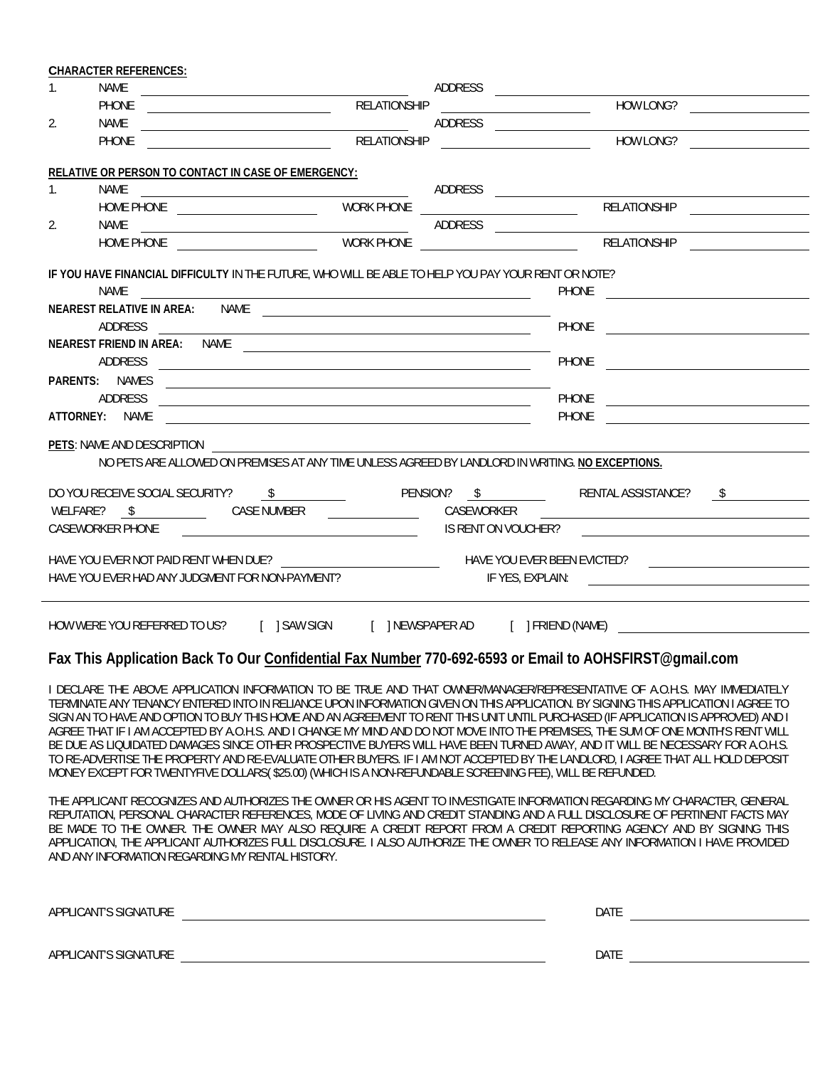**CHARACTER REFERENCES:**

1. NAME \_\_\_\_\_\_\_\_\_\_ ADDRESS \_\_\_\_\_\_\_\_\_\_
   PHONE \_\_\_\_\_\_\_\_\_\_ RELATIONSHIP \_\_\_\_\_\_\_\_\_\_ HOW LONG? \_\_\_\_\_\_\_\_\_\_
2. NAME \_\_\_\_\_\_\_\_\_\_ ADDRESS \_\_\_\_\_\_\_\_\_\_
   PHONE \_\_\_\_\_\_\_\_\_\_ RELATIONSHIP \_\_\_\_\_\_\_\_\_\_ HOW LONG? \_\_\_\_\_\_\_\_\_\_

**RELATIVE OR PERSON TO CONTACT IN CASE OF EMERGENCY:**

1. NAME \_\_\_\_\_\_\_\_\_\_ ADDRESS \_\_\_\_\_\_\_\_\_\_
   HOME PHONE \_\_\_\_\_\_\_\_\_\_ WORK PHONE \_\_\_\_\_\_\_\_\_\_ RELATIONSHIP \_\_\_\_\_\_\_\_\_\_
2. NAME \_\_\_\_\_\_\_\_\_\_ ADDRESS \_\_\_\_\_\_\_\_\_\_
   HOME PHONE \_\_\_\_\_\_\_\_\_\_ WORK PHONE \_\_\_\_\_\_\_\_\_\_ RELATIONSHIP \_\_\_\_\_\_\_\_\_\_

**IF YOU HAVE FINANCIAL DIFFICULTY** IN THE FUTURE, WHO WILL BE ABLE TO HELP YOU PAY YOUR RENT OR NOTE?

NAME \_\_\_\_\_\_\_\_\_\_ PHONE \_\_\_\_\_\_\_\_\_\_

**NEAREST RELATIVE IN AREA:** NAME \_\_\_\_\_\_\_\_\_\_

ADDRESS \_\_\_\_\_\_\_\_\_\_ PHONE \_\_\_\_\_\_\_\_\_\_

**NEAREST FRIEND IN AREA:** NAME \_\_\_\_\_\_\_\_\_\_

ADDRESS \_\_\_\_\_\_\_\_\_\_ PHONE \_\_\_\_\_\_\_\_\_\_

**PARENTS:** NAMES \_\_\_\_\_\_\_\_\_\_

ADDRESS \_\_\_\_\_\_\_\_\_\_ PHONE \_\_\_\_\_\_\_\_\_\_

**ATTORNEY:** NAME \_\_\_\_\_\_\_\_\_\_ PHONE \_\_\_\_\_\_\_\_\_\_

**PETS**: NAME AND DESCRIPTION \_\_\_\_\_\_\_\_\_\_

NO PETS ARE ALLOWED ON PREMISES AT ANY TIME UNLESS AGREED BY LANDLORD IN WRITING. **NO EXCEPTIONS.**

DO YOU RECEIVE SOCIAL SECURITY? $ \_\_\_\_\_\_\_\_\_\_ PENSION? $ \_\_\_\_\_\_\_\_\_\_ RENTAL ASSISTANCE? $ \_\_\_\_\_\_\_\_\_\_

WELFARE? $ \_\_\_\_\_\_\_\_\_\_ CASE NUMBER \_\_\_\_\_\_\_\_\_\_ CASEWORKER \_\_\_\_\_\_\_\_\_\_

CASEWORKER PHONE \_\_\_\_\_\_\_\_\_\_ IS RENT ON VOUCHER? \_\_\_\_\_\_\_\_\_\_

HAVE YOU EVER NOT PAID RENT WHEN DUE? \_\_\_\_\_\_\_\_\_\_ HAVE YOU EVER BEEN EVICTED? \_\_\_\_\_\_\_\_\_\_

HAVE YOU EVER HAD ANY JUDGMENT FOR NON-PAYMENT? IF YES, EXPLAIN: \_\_\_\_\_\_\_\_\_\_

---

HOW WERE YOU REFERRED TO US? [ ] SAW SIGN [ ] NEWSPAPER AD [ ] FRIEND (NAME) \_\_\_\_\_\_\_\_\_\_

**Fax This Application Back To Our Confidential Fax Number 770-692-6593 or Email to AOHSFIRST@gmail.com**

I DECLARE THE ABOVE APPLICATION INFORMATION TO BE TRUE AND THAT OWNER/MANAGER/REPRESENTATIVE OF A.O.H.S. MAY IMMEDIATELY TERMINATE ANY TENANCY ENTERED INTO IN RELIANCE UPON INFORMATION GIVEN ON THIS APPLICATION. BY SIGNING THIS APPLICATION I AGREE TO SIGN AN TO HAVE AND OPTION TO BUY THIS HOME AND AN AGREEMENT TO RENT THIS UNIT UNTIL PURCHASED (IF APPLICATION IS APPROVED) AND I AGREE THAT IF I AM ACCEPTED BY A.O.H.S. AND I CHANGE MY MIND AND DO NOT MOVE INTO THE PREMISES, THE SUM OF ONE MONTH'S RENT WILL BE DUE AS LIQUIDATED DAMAGES SINCE OTHER PROSPECTIVE BUYERS WILL HAVE BEEN TURNED AWAY, AND IT WILL BE NECESSARY FOR A.O.H.S. TO RE-ADVERTISE THE PROPERTY AND RE-EVALUATE OTHER BUYERS. IF I AM NOT ACCEPTED BY THE LANDLORD, I AGREE THAT ALL HOLD DEPOSIT MONEY EXCEPT FOR TWENTYFIVE DOLLARS( $25.00) (WHICH IS A NON-REFUNDABLE SCREENING FEE), WILL BE REFUNDED.

THE APPLICANT RECOGNIZES AND AUTHORIZES THE OWNER OR HIS AGENT TO INVESTIGATE INFORMATION REGARDING MY CHARACTER, GENERAL REPUTATION, PERSONAL CHARACTER REFERENCES, MODE OF LIVING AND CREDIT STANDING AND A FULL DISCLOSURE OF PERTINENT FACTS MAY BE MADE TO THE OWNER. THE OWNER MAY ALSO REQUIRE A CREDIT REPORT FROM A CREDIT REPORTING AGENCY AND BY SIGNING THIS APPLICATION, THE APPLICANT AUTHORIZES FULL DISCLOSURE. I ALSO AUTHORIZE THE OWNER TO RELEASE ANY INFORMATION I HAVE PROVIDED AND ANY INFORMATION REGARDING MY RENTAL HISTORY.

APPLICANT'S SIGNATURE \_\_\_\_\_\_\_\_\_\_ DATE \_\_\_\_\_\_\_\_\_\_

APPLICANT'S SIGNATURE \_\_\_\_\_\_\_\_\_\_ DATE \_\_\_\_\_\_\_\_\_\_